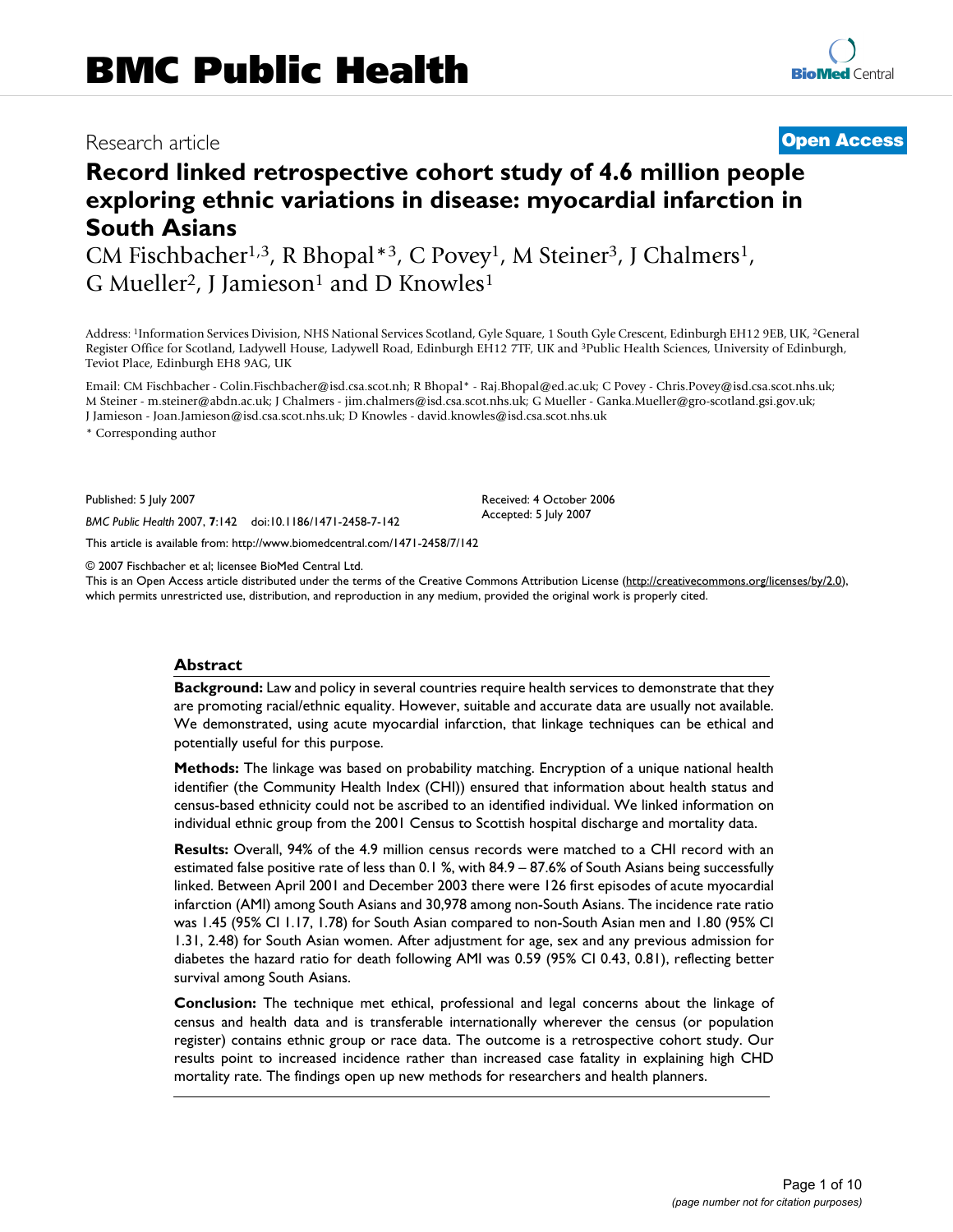# BMC Public Health

Research article

**Open Access**

# Record linked retrospective cohort study of 4.6 million people exploring ethnic variations in disease: myocardial infarction in South Asians

CM Fischbacher[1,3], R Bhopal*[3], C Povey[1], M Steiner[3], J Chalmers[1], G Mueller[2], J Jamieson[1] and D Knowles[1]

Address: [1]Information Services Division, NHS National Services Scotland, Gyle Square, 1 South Gyle Crescent, Edinburgh EH12 9EB, UK, [2]General Register Office for Scotland, Ladywell House, Ladywell Road, Edinburgh EH12 7TF, UK and [3]Public Health Sciences, University of Edinburgh, Teviot Place, Edinburgh EH8 9AG, UK

Email: CM Fischbacher - Colin.Fischbacher@isd.csa.scot.nh; R Bhopal* - Raj.Bhopal@ed.ac.uk; C Povey - Chris.Povey@isd.csa.scot.nhs.uk; M Steiner - m.steiner@abdn.ac.uk; J Chalmers - jim.chalmers@isd.csa.scot.nhs.uk; G Mueller - Ganka.Mueller@gro-scotland.gsi.gov.uk; J Jamieson - Joan.Jamieson@isd.csa.scot.nhs.uk; D Knowles - david.knowles@isd.csa.scot.nhs.uk

* Corresponding author

Published: 5 July 2007

*BMC Public Health* 2007, **7**:142 doi:10.1186/1471-2458-7-142

Received: 4 October 2006
Accepted: 5 July 2007

This article is available from: http://www.biomedcentral.com/1471-2458/7/142

© 2007 Fischbacher et al; licensee BioMed Central Ltd.
This is an Open Access article distributed under the terms of the Creative Commons Attribution License (http://creativecommons.org/licenses/by/2.0), which permits unrestricted use, distribution, and reproduction in any medium, provided the original work is properly cited.

## Abstract

**Background:** Law and policy in several countries require health services to demonstrate that they are promoting racial/ethnic equality. However, suitable and accurate data are usually not available. We demonstrated, using acute myocardial infarction, that linkage techniques can be ethical and potentially useful for this purpose.

**Methods:** The linkage was based on probability matching. Encryption of a unique national health identifier (the Community Health Index (CHI)) ensured that information about health status and census-based ethnicity could not be ascribed to an identified individual. We linked information on individual ethnic group from the 2001 Census to Scottish hospital discharge and mortality data.

**Results:** Overall, 94% of the 4.9 million census records were matched to a CHI record with an estimated false positive rate of less than 0.1 %, with 84.9 – 87.6% of South Asians being successfully linked. Between April 2001 and December 2003 there were 126 first episodes of acute myocardial infarction (AMI) among South Asians and 30,978 among non-South Asians. The incidence rate ratio was 1.45 (95% CI 1.17, 1.78) for South Asian compared to non-South Asian men and 1.80 (95% CI 1.31, 2.48) for South Asian women. After adjustment for age, sex and any previous admission for diabetes the hazard ratio for death following AMI was 0.59 (95% CI 0.43, 0.81), reflecting better survival among South Asians.

**Conclusion:** The technique met ethical, professional and legal concerns about the linkage of census and health data and is transferable internationally wherever the census (or population register) contains ethnic group or race data. The outcome is a retrospective cohort study. Our results point to increased incidence rather than increased case fatality in explaining high CHD mortality rate. The findings open up new methods for researchers and health planners.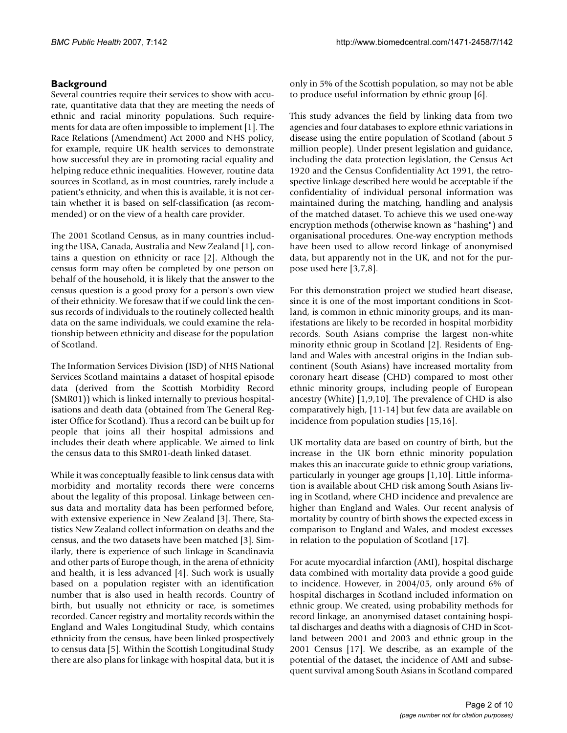## Background

Several countries require their services to show with accurate, quantitative data that they are meeting the needs of ethnic and racial minority populations. Such requirements for data are often impossible to implement [1]. The Race Relations (Amendment) Act 2000 and NHS policy, for example, require UK health services to demonstrate how successful they are in promoting racial equality and helping reduce ethnic inequalities. However, routine data sources in Scotland, as in most countries, rarely include a patient's ethnicity, and when this is available, it is not certain whether it is based on self-classification (as recommended) or on the view of a health care provider.

The 2001 Scotland Census, as in many countries including the USA, Canada, Australia and New Zealand [1], contains a question on ethnicity or race [2]. Although the census form may often be completed by one person on behalf of the household, it is likely that the answer to the census question is a good proxy for a person's own view of their ethnicity. We foresaw that if we could link the census records of individuals to the routinely collected health data on the same individuals, we could examine the relationship between ethnicity and disease for the population of Scotland.

The Information Services Division (ISD) of NHS National Services Scotland maintains a dataset of hospital episode data (derived from the Scottish Morbidity Record (SMR01)) which is linked internally to previous hospitalisations and death data (obtained from The General Register Office for Scotland). Thus a record can be built up for people that joins all their hospital admissions and includes their death where applicable. We aimed to link the census data to this SMR01-death linked dataset.

While it was conceptually feasible to link census data with morbidity and mortality records there were concerns about the legality of this proposal. Linkage between census data and mortality data has been performed before, with extensive experience in New Zealand [3]. There, Statistics New Zealand collect information on deaths and the census, and the two datasets have been matched [3]. Similarly, there is experience of such linkage in Scandinavia and other parts of Europe though, in the arena of ethnicity and health, it is less advanced [4]. Such work is usually based on a population register with an identification number that is also used in health records. Country of birth, but usually not ethnicity or race, is sometimes recorded. Cancer registry and mortality records within the England and Wales Longitudinal Study, which contains ethnicity from the census, have been linked prospectively to census data [5]. Within the Scottish Longitudinal Study there are also plans for linkage with hospital data, but it is only in 5% of the Scottish population, so may not be able to produce useful information by ethnic group [6].

This study advances the field by linking data from two agencies and four databases to explore ethnic variations in disease using the entire population of Scotland (about 5 million people). Under present legislation and guidance, including the data protection legislation, the Census Act 1920 and the Census Confidentiality Act 1991, the retrospective linkage described here would be acceptable if the confidentiality of individual personal information was maintained during the matching, handling and analysis of the matched dataset. To achieve this we used one-way encryption methods (otherwise known as "hashing") and organisational procedures. One-way encryption methods have been used to allow record linkage of anonymised data, but apparently not in the UK, and not for the purpose used here [3,7,8].

For this demonstration project we studied heart disease, since it is one of the most important conditions in Scotland, is common in ethnic minority groups, and its manifestations are likely to be recorded in hospital morbidity records. South Asians comprise the largest non-white minority ethnic group in Scotland [2]. Residents of England and Wales with ancestral origins in the Indian subcontinent (South Asians) have increased mortality from coronary heart disease (CHD) compared to most other ethnic minority groups, including people of European ancestry (White) [1,9,10]. The prevalence of CHD is also comparatively high, [11-14] but few data are available on incidence from population studies [15,16].

UK mortality data are based on country of birth, but the increase in the UK born ethnic minority population makes this an inaccurate guide to ethnic group variations, particularly in younger age groups [1,10]. Little information is available about CHD risk among South Asians living in Scotland, where CHD incidence and prevalence are higher than England and Wales. Our recent analysis of mortality by country of birth shows the expected excess in comparison to England and Wales, and modest excesses in relation to the population of Scotland [17].

For acute myocardial infarction (AMI), hospital discharge data combined with mortality data provide a good guide to incidence. However, in 2004/05, only around 6% of hospital discharges in Scotland included information on ethnic group. We created, using probability methods for record linkage, an anonymised dataset containing hospital discharges and deaths with a diagnosis of CHD in Scotland between 2001 and 2003 and ethnic group in the 2001 Census [17]. We describe, as an example of the potential of the dataset, the incidence of AMI and subsequent survival among South Asians in Scotland compared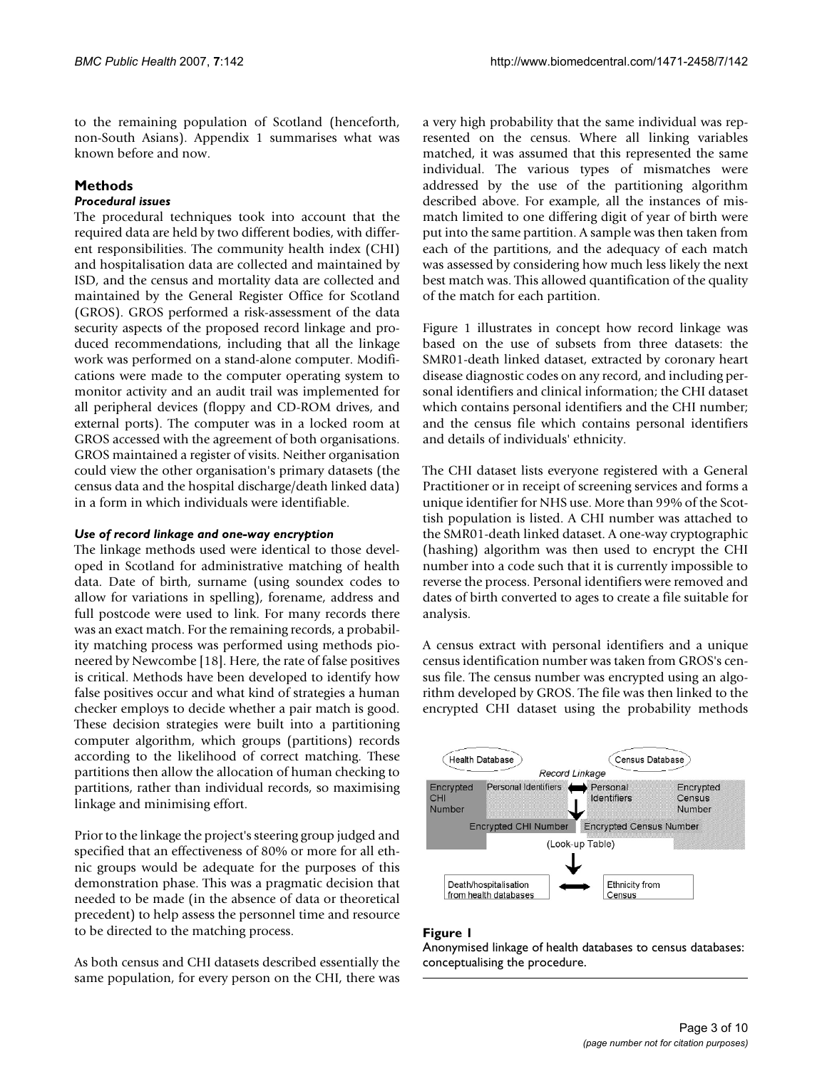to the remaining population of Scotland (henceforth, non-South Asians). Appendix 1 summarises what was known before and now.

## Methods

### Procedural issues

The procedural techniques took into account that the required data are held by two different bodies, with different responsibilities. The community health index (CHI) and hospitalisation data are collected and maintained by ISD, and the census and mortality data are collected and maintained by the General Register Office for Scotland (GROS). GROS performed a risk-assessment of the data security aspects of the proposed record linkage and produced recommendations, including that all the linkage work was performed on a stand-alone computer. Modifications were made to the computer operating system to monitor activity and an audit trail was implemented for all peripheral devices (floppy and CD-ROM drives, and external ports). The computer was in a locked room at GROS accessed with the agreement of both organisations. GROS maintained a register of visits. Neither organisation could view the other organisation's primary datasets (the census data and the hospital discharge/death linked data) in a form in which individuals were identifiable.

### Use of record linkage and one-way encryption

The linkage methods used were identical to those developed in Scotland for administrative matching of health data. Date of birth, surname (using soundex codes to allow for variations in spelling), forename, address and full postcode were used to link. For many records there was an exact match. For the remaining records, a probability matching process was performed using methods pioneered by Newcombe [18]. Here, the rate of false positives is critical. Methods have been developed to identify how false positives occur and what kind of strategies a human checker employs to decide whether a pair match is good. These decision strategies were built into a partitioning computer algorithm, which groups (partitions) records according to the likelihood of correct matching. These partitions then allow the allocation of human checking to partitions, rather than individual records, so maximising linkage and minimising effort.

Prior to the linkage the project's steering group judged and specified that an effectiveness of 80% or more for all ethnic groups would be adequate for the purposes of this demonstration phase. This was a pragmatic decision that needed to be made (in the absence of data or theoretical precedent) to help assess the personnel time and resource to be directed to the matching process.

As both census and CHI datasets described essentially the same population, for every person on the CHI, there was a very high probability that the same individual was represented on the census. Where all linking variables matched, it was assumed that this represented the same individual. The various types of mismatches were addressed by the use of the partitioning algorithm described above. For example, all the instances of mismatch limited to one differing digit of year of birth were put into the same partition. A sample was then taken from each of the partitions, and the adequacy of each match was assessed by considering how much less likely the next best match was. This allowed quantification of the quality of the match for each partition.

Figure 1 illustrates in concept how record linkage was based on the use of subsets from three datasets: the SMR01-death linked dataset, extracted by coronary heart disease diagnostic codes on any record, and including personal identifiers and clinical information; the CHI dataset which contains personal identifiers and the CHI number; and the census file which contains personal identifiers and details of individuals' ethnicity.

The CHI dataset lists everyone registered with a General Practitioner or in receipt of screening services and forms a unique identifier for NHS use. More than 99% of the Scottish population is listed. A CHI number was attached to the SMR01-death linked dataset. A one-way cryptographic (hashing) algorithm was then used to encrypt the CHI number into a code such that it is currently impossible to reverse the process. Personal identifiers were removed and dates of birth converted to ages to create a file suitable for analysis.

A census extract with personal identifiers and a unique census identification number was taken from GROS's census file. The census number was encrypted using an algorithm developed by GROS. The file was then linked to the encrypted CHI dataset using the probability methods

Health Database
Census Database
Record Linkage
Encrypted CHI Number
Personal Identifiers
Personal Identifiers
Encrypted Census Number
Encrypted CHI Number
Encrypted Census Number
(Look-up Table)
Death/hospitalisation from health databases
Ethnicity from Census

**Figure 1**
Anonymised linkage of health databases to census databases: conceptualising the procedure.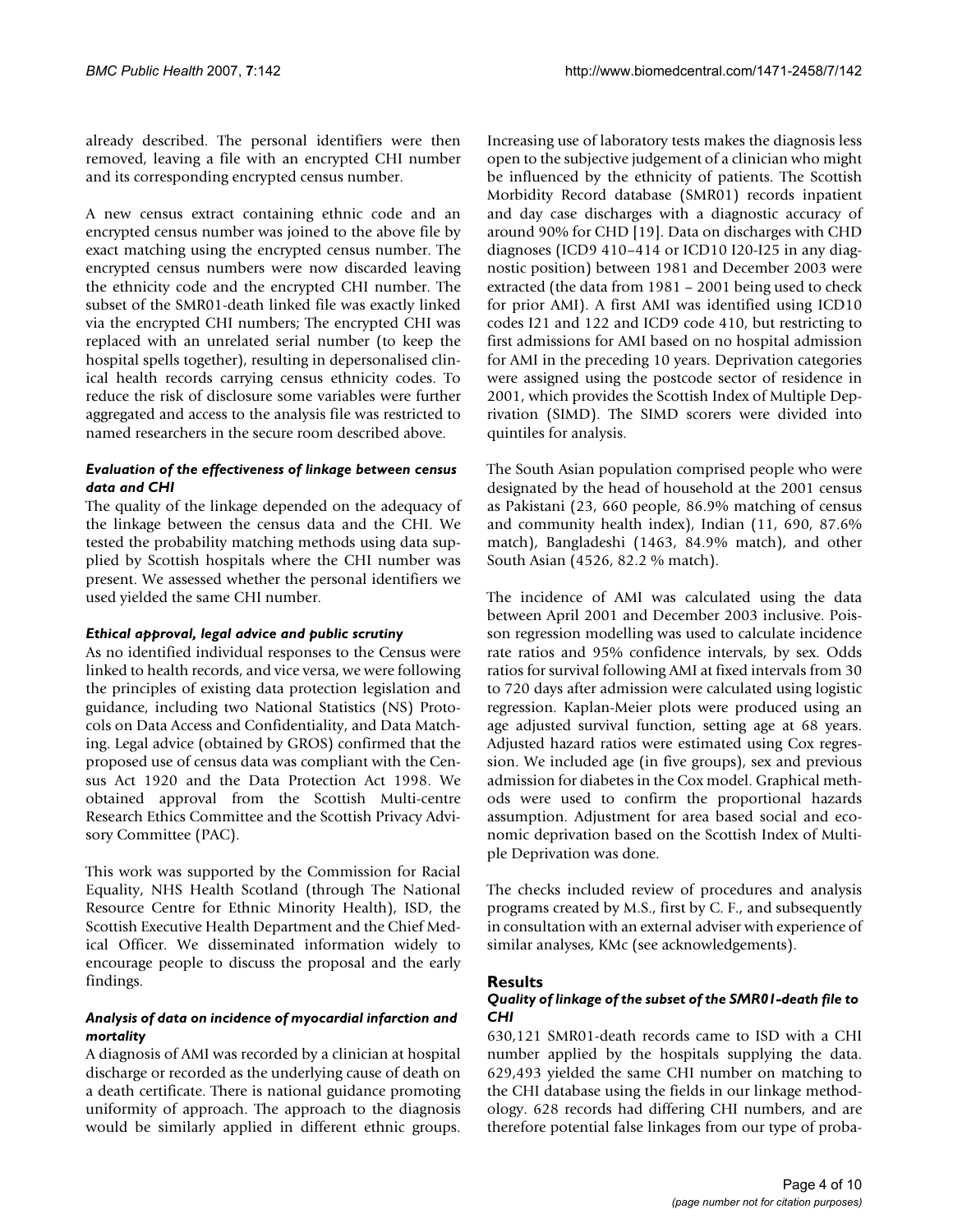already described. The personal identifiers were then removed, leaving a file with an encrypted CHI number and its corresponding encrypted census number.

A new census extract containing ethnic code and an encrypted census number was joined to the above file by exact matching using the encrypted census number. The encrypted census numbers were now discarded leaving the ethnicity code and the encrypted CHI number. The subset of the SMR01-death linked file was exactly linked via the encrypted CHI numbers; The encrypted CHI was replaced with an unrelated serial number (to keep the hospital spells together), resulting in depersonalised clinical health records carrying census ethnicity codes. To reduce the risk of disclosure some variables were further aggregated and access to the analysis file was restricted to named researchers in the secure room described above.

#### *Evaluation of the effectiveness of linkage between census data and CHI*

The quality of the linkage depended on the adequacy of the linkage between the census data and the CHI. We tested the probability matching methods using data supplied by Scottish hospitals where the CHI number was present. We assessed whether the personal identifiers we used yielded the same CHI number.

#### *Ethical approval, legal advice and public scrutiny*

As no identified individual responses to the Census were linked to health records, and vice versa, we were following the principles of existing data protection legislation and guidance, including two National Statistics (NS) Protocols on Data Access and Confidentiality, and Data Matching. Legal advice (obtained by GROS) confirmed that the proposed use of census data was compliant with the Census Act 1920 and the Data Protection Act 1998. We obtained approval from the Scottish Multi-centre Research Ethics Committee and the Scottish Privacy Advisory Committee (PAC).

This work was supported by the Commission for Racial Equality, NHS Health Scotland (through The National Resource Centre for Ethnic Minority Health), ISD, the Scottish Executive Health Department and the Chief Medical Officer. We disseminated information widely to encourage people to discuss the proposal and the early findings.

#### *Analysis of data on incidence of myocardial infarction and mortality*

A diagnosis of AMI was recorded by a clinician at hospital discharge or recorded as the underlying cause of death on a death certificate. There is national guidance promoting uniformity of approach. The approach to the diagnosis would be similarly applied in different ethnic groups. Increasing use of laboratory tests makes the diagnosis less open to the subjective judgement of a clinician who might be influenced by the ethnicity of patients. The Scottish Morbidity Record database (SMR01) records inpatient and day case discharges with a diagnostic accuracy of around 90% for CHD [19]. Data on discharges with CHD diagnoses (ICD9 410–414 or ICD10 I20-I25 in any diagnostic position) between 1981 and December 2003 were extracted (the data from 1981 – 2001 being used to check for prior AMI). A first AMI was identified using ICD10 codes I21 and 122 and ICD9 code 410, but restricting to first admissions for AMI based on no hospital admission for AMI in the preceding 10 years. Deprivation categories were assigned using the postcode sector of residence in 2001, which provides the Scottish Index of Multiple Deprivation (SIMD). The SIMD scorers were divided into quintiles for analysis.

The South Asian population comprised people who were designated by the head of household at the 2001 census as Pakistani (23, 660 people, 86.9% matching of census and community health index), Indian (11, 690, 87.6% match), Bangladeshi (1463, 84.9% match), and other South Asian (4526, 82.2 % match).

The incidence of AMI was calculated using the data between April 2001 and December 2003 inclusive. Poisson regression modelling was used to calculate incidence rate ratios and 95% confidence intervals, by sex. Odds ratios for survival following AMI at fixed intervals from 30 to 720 days after admission were calculated using logistic regression. Kaplan-Meier plots were produced using an age adjusted survival function, setting age at 68 years. Adjusted hazard ratios were estimated using Cox regression. We included age (in five groups), sex and previous admission for diabetes in the Cox model. Graphical methods were used to confirm the proportional hazards assumption. Adjustment for area based social and economic deprivation based on the Scottish Index of Multiple Deprivation was done.

The checks included review of procedures and analysis programs created by M.S., first by C. F., and subsequently in consultation with an external adviser with experience of similar analyses, KMc (see acknowledgements).

## Results

#### *Quality of linkage of the subset of the SMR01-death file to CHI*

630,121 SMR01-death records came to ISD with a CHI number applied by the hospitals supplying the data. 629,493 yielded the same CHI number on matching to the CHI database using the fields in our linkage methodology. 628 records had differing CHI numbers, and are therefore potential false linkages from our type of proba-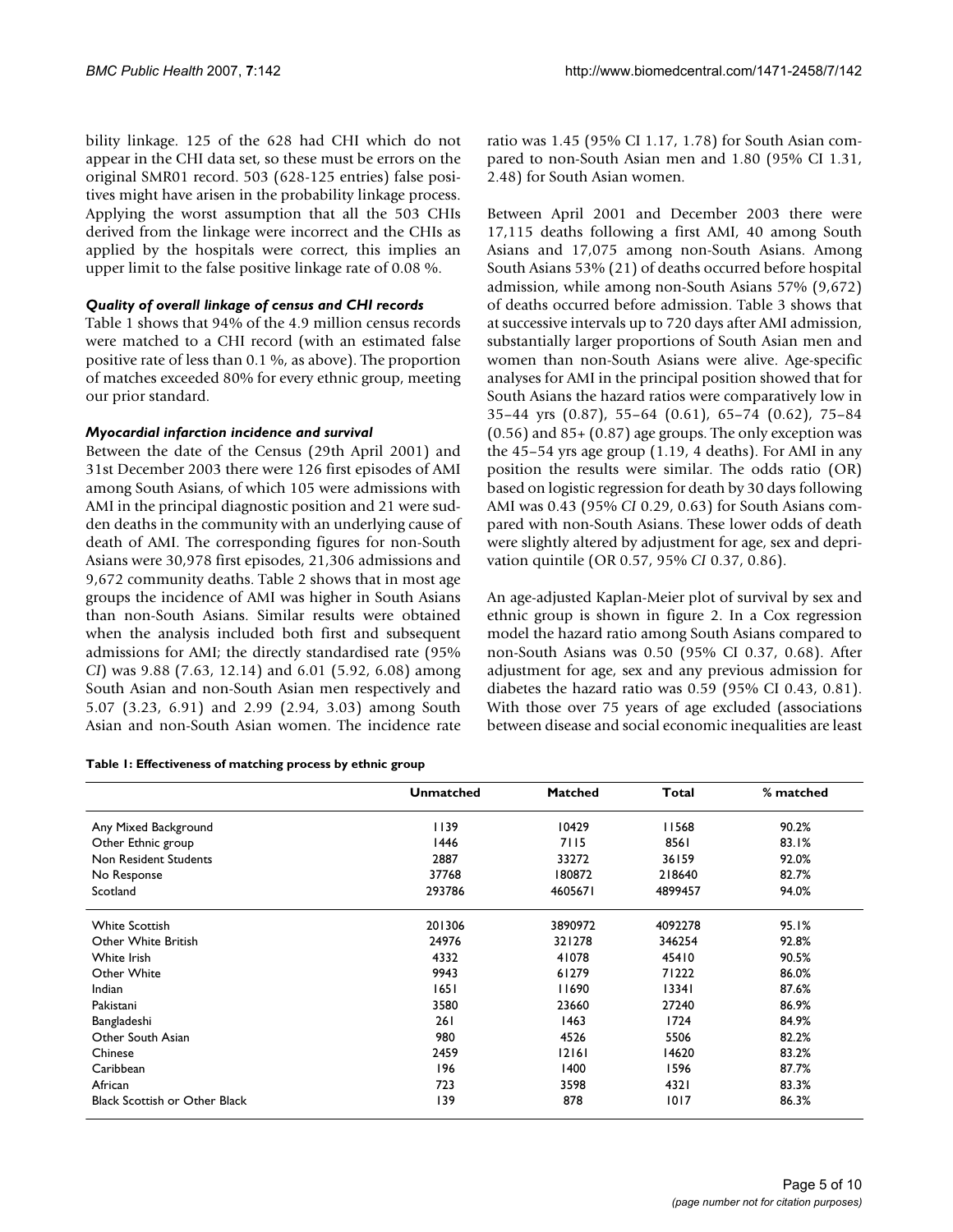bility linkage. 125 of the 628 had CHI which do not appear in the CHI data set, so these must be errors on the original SMR01 record. 503 (628-125 entries) false positives might have arisen in the probability linkage process. Applying the worst assumption that all the 503 CHIs derived from the linkage were incorrect and the CHIs as applied by the hospitals were correct, this implies an upper limit to the false positive linkage rate of 0.08 %.

### *Quality of overall linkage of census and CHI records*

Table 1 shows that 94% of the 4.9 million census records were matched to a CHI record (with an estimated false positive rate of less than 0.1 %, as above). The proportion of matches exceeded 80% for every ethnic group, meeting our prior standard.

### *Myocardial infarction incidence and survival*

Between the date of the Census (29th April 2001) and 31st December 2003 there were 126 first episodes of AMI among South Asians, of which 105 were admissions with AMI in the principal diagnostic position and 21 were sudden deaths in the community with an underlying cause of death of AMI. The corresponding figures for non-South Asians were 30,978 first episodes, 21,306 admissions and 9,672 community deaths. Table 2 shows that in most age groups the incidence of AMI was higher in South Asians than non-South Asians. Similar results were obtained when the analysis included both first and subsequent admissions for AMI; the directly standardised rate (95% *CI*) was 9.88 (7.63, 12.14) and 6.01 (5.92, 6.08) among South Asian and non-South Asian men respectively and 5.07 (3.23, 6.91) and 2.99 (2.94, 3.03) among South Asian and non-South Asian women. The incidence rate ratio was 1.45 (95% CI 1.17, 1.78) for South Asian compared to non-South Asian men and 1.80 (95% CI 1.31, 2.48) for South Asian women.

Between April 2001 and December 2003 there were 17,115 deaths following a first AMI, 40 among South Asians and 17,075 among non-South Asians. Among South Asians 53% (21) of deaths occurred before hospital admission, while among non-South Asians 57% (9,672) of deaths occurred before admission. Table 3 shows that at successive intervals up to 720 days after AMI admission, substantially larger proportions of South Asian men and women than non-South Asians were alive. Age-specific analyses for AMI in the principal position showed that for South Asians the hazard ratios were comparatively low in 35–44 yrs (0.87), 55–64 (0.61), 65–74 (0.62), 75–84 (0.56) and 85+ (0.87) age groups. The only exception was the 45–54 yrs age group (1.19, 4 deaths). For AMI in any position the results were similar. The odds ratio (OR) based on logistic regression for death by 30 days following AMI was 0.43 (95% *CI* 0.29, 0.63) for South Asians compared with non-South Asians. These lower odds of death were slightly altered by adjustment for age, sex and deprivation quintile (OR 0.57, 95% *CI* 0.37, 0.86).

An age-adjusted Kaplan-Meier plot of survival by sex and ethnic group is shown in figure 2. In a Cox regression model the hazard ratio among South Asians compared to non-South Asians was 0.50 (95% CI 0.37, 0.68). After adjustment for age, sex and any previous admission for diabetes the hazard ratio was 0.59 (95% CI 0.43, 0.81). With those over 75 years of age excluded (associations between disease and social economic inequalities are least

**Table 1: Effectiveness of matching process by ethnic group**

| | Unmatched | Matched | Total | % matched |
|---|---|---|---|---|
| Any Mixed Background | 1139 | 10429 | 11568 | 90.2% |
| Other Ethnic group | 1446 | 7115 | 8561 | 83.1% |
| Non Resident Students | 2887 | 33272 | 36159 | 92.0% |
| No Response | 37768 | 180872 | 218640 | 82.7% |
| Scotland | 293786 | 4605671 | 4899457 | 94.0% |
| White Scottish | 201306 | 3890972 | 4092278 | 95.1% |
| Other White British | 24976 | 321278 | 346254 | 92.8% |
| White Irish | 4332 | 41078 | 45410 | 90.5% |
| Other White | 9943 | 61279 | 71222 | 86.0% |
| Indian | 1651 | 11690 | 13341 | 87.6% |
| Pakistani | 3580 | 23660 | 27240 | 86.9% |
| Bangladeshi | 261 | 1463 | 1724 | 84.9% |
| Other South Asian | 980 | 4526 | 5506 | 82.2% |
| Chinese | 2459 | 12161 | 14620 | 83.2% |
| Caribbean | 196 | 1400 | 1596 | 87.7% |
| African | 723 | 3598 | 4321 | 83.3% |
| Black Scottish or Other Black | 139 | 878 | 1017 | 86.3% |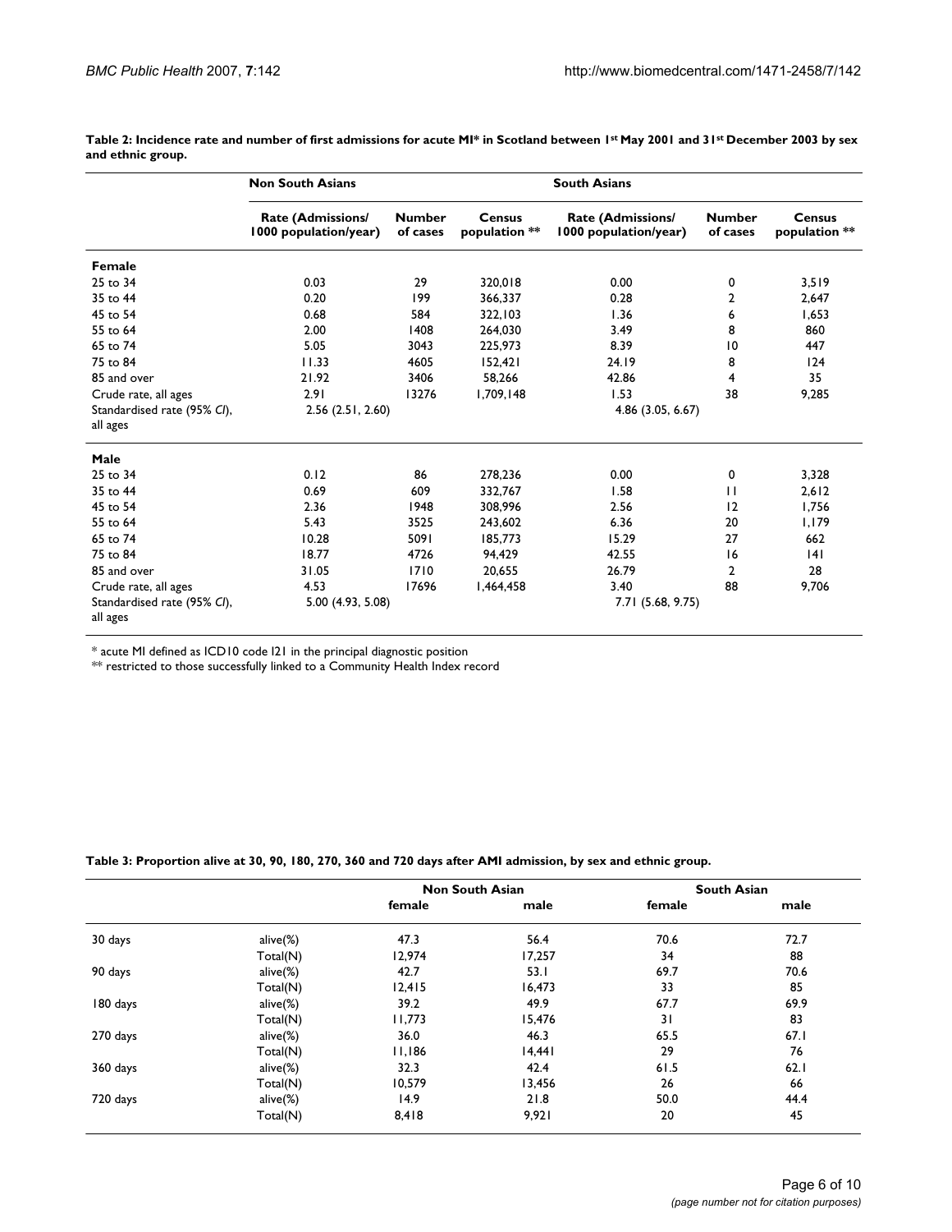**Table 2: Incidence rate and number of first admissions for acute MI* in Scotland between 1st May 2001 and 31st December 2003 by sex and ethnic group.**

| | Non South Asians | | | South Asians | | |
|---|---|---|---|---|---|---|
| | Rate (Admissions/ 1000 population/year) | Number of cases | Census population ** | Rate (Admissions/ 1000 population/year) | Number of cases | Census population ** |
| **Female** | | | | | | |
| 25 to 34 | 0.03 | 29 | 320,018 | 0.00 | 0 | 3,519 |
| 35 to 44 | 0.20 | 199 | 366,337 | 0.28 | 2 | 2,647 |
| 45 to 54 | 0.68 | 584 | 322,103 | 1.36 | 6 | 1,653 |
| 55 to 64 | 2.00 | 1408 | 264,030 | 3.49 | 8 | 860 |
| 65 to 74 | 5.05 | 3043 | 225,973 | 8.39 | 10 | 447 |
| 75 to 84 | 11.33 | 4605 | 152,421 | 24.19 | 8 | 124 |
| 85 and over | 21.92 | 3406 | 58,266 | 42.86 | 4 | 35 |
| Crude rate, all ages | 2.91 | 13276 | 1,709,148 | 1.53 | 38 | 9,285 |
| Standardised rate (95% *CI*), all ages | 2.56 (2.51, 2.60) | | | 4.86 (3.05, 6.67) | | |
| **Male** | | | | | | |
| 25 to 34 | 0.12 | 86 | 278,236 | 0.00 | 0 | 3,328 |
| 35 to 44 | 0.69 | 609 | 332,767 | 1.58 | 11 | 2,612 |
| 45 to 54 | 2.36 | 1948 | 308,996 | 2.56 | 12 | 1,756 |
| 55 to 64 | 5.43 | 3525 | 243,602 | 6.36 | 20 | 1,179 |
| 65 to 74 | 10.28 | 5091 | 185,773 | 15.29 | 27 | 662 |
| 75 to 84 | 18.77 | 4726 | 94,429 | 42.55 | 16 | 141 |
| 85 and over | 31.05 | 1710 | 20,655 | 26.79 | 2 | 28 |
| Crude rate, all ages | 4.53 | 17696 | 1,464,458 | 3.40 | 88 | 9,706 |
| Standardised rate (95% *CI*), all ages | 5.00 (4.93, 5.08) | | | 7.71 (5.68, 9.75) | | |

* acute MI defined as ICD10 code I21 in the principal diagnostic position
** restricted to those successfully linked to a Community Health Index record

**Table 3: Proportion alive at 30, 90, 180, 270, 360 and 720 days after AMI admission, by sex and ethnic group.**

| | | Non South Asian | | South Asian | |
|---|---|---|---|---|---|
| | | female | male | female | male |
| 30 days | alive(%) | 47.3 | 56.4 | 70.6 | 72.7 |
| | Total(N) | 12,974 | 17,257 | 34 | 88 |
| 90 days | alive(%) | 42.7 | 53.1 | 69.7 | 70.6 |
| | Total(N) | 12,415 | 16,473 | 33 | 85 |
| 180 days | alive(%) | 39.2 | 49.9 | 67.7 | 69.9 |
| | Total(N) | 11,773 | 15,476 | 31 | 83 |
| 270 days | alive(%) | 36.0 | 46.3 | 65.5 | 67.1 |
| | Total(N) | 11,186 | 14,441 | 29 | 76 |
| 360 days | alive(%) | 32.3 | 42.4 | 61.5 | 62.1 |
| | Total(N) | 10,579 | 13,456 | 26 | 66 |
| 720 days | alive(%) | 14.9 | 21.8 | 50.0 | 44.4 |
| | Total(N) | 8,418 | 9,921 | 20 | 45 |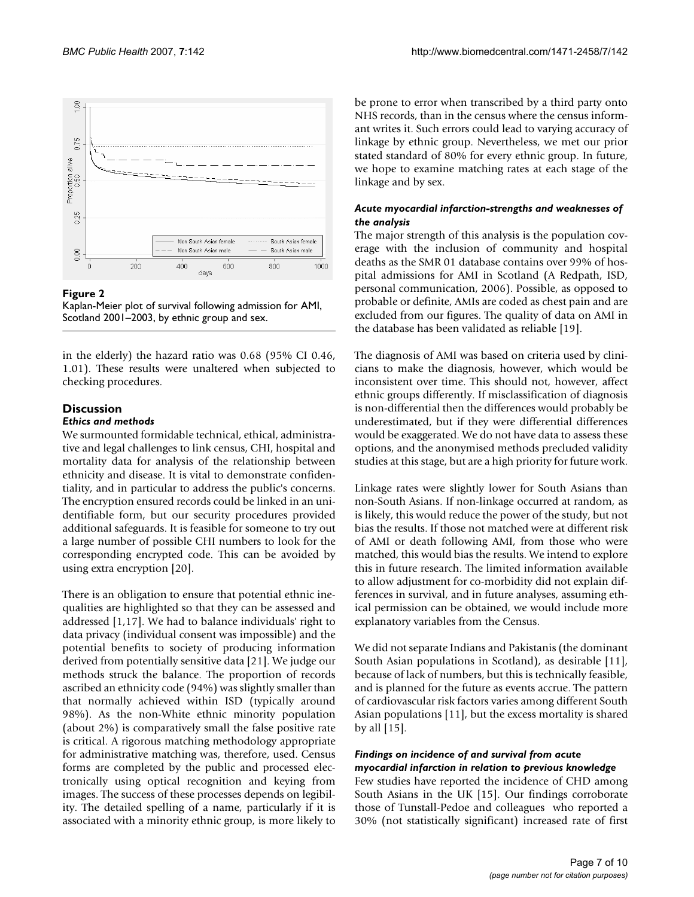1.00

0.75

Proportion alive

0.50

0.25

0.00

0

200

400

600

800

1000

days

Non South Asian female

South Asian female

Non South Asian male

South Asian male

**Figure 2**
Kaplan-Meier plot of survival following admission for AMI, Scotland 2001–2003, by ethnic group and sex.

in the elderly) the hazard ratio was 0.68 (95% CI 0.46, 1.01). These results were unaltered when subjected to checking procedures.

## Discussion

### *Ethics and methods*

We surmounted formidable technical, ethical, administrative and legal challenges to link census, CHI, hospital and mortality data for analysis of the relationship between ethnicity and disease. It is vital to demonstrate confidentiality, and in particular to address the public's concerns. The encryption ensured records could be linked in an unidentifiable form, but our security procedures provided additional safeguards. It is feasible for someone to try out a large number of possible CHI numbers to look for the corresponding encrypted code. This can be avoided by using extra encryption [20].

There is an obligation to ensure that potential ethnic inequalities are highlighted so that they can be assessed and addressed [1,17]. We had to balance individuals' right to data privacy (individual consent was impossible) and the potential benefits to society of producing information derived from potentially sensitive data [21]. We judge our methods struck the balance. The proportion of records ascribed an ethnicity code (94%) was slightly smaller than that normally achieved within ISD (typically around 98%). As the non-White ethnic minority population (about 2%) is comparatively small the false positive rate is critical. A rigorous matching methodology appropriate for administrative matching was, therefore, used. Census forms are completed by the public and processed electronically using optical recognition and keying from images. The success of these processes depends on legibility. The detailed spelling of a name, particularly if it is associated with a minority ethnic group, is more likely to be prone to error when transcribed by a third party onto NHS records, than in the census where the census informant writes it. Such errors could lead to varying accuracy of linkage by ethnic group. Nevertheless, we met our prior stated standard of 80% for every ethnic group. In future, we hope to examine matching rates at each stage of the linkage and by sex.

### *Acute myocardial infarction-strengths and weaknesses of the analysis*

The major strength of this analysis is the population coverage with the inclusion of community and hospital deaths as the SMR 01 database contains over 99% of hospital admissions for AMI in Scotland (A Redpath, ISD, personal communication, 2006). Possible, as opposed to probable or definite, AMIs are coded as chest pain and are excluded from our figures. The quality of data on AMI in the database has been validated as reliable [19].

The diagnosis of AMI was based on criteria used by clinicians to make the diagnosis, however, which would be inconsistent over time. This should not, however, affect ethnic groups differently. If misclassification of diagnosis is non-differential then the differences would probably be underestimated, but if they were differential differences would be exaggerated. We do not have data to assess these options, and the anonymised methods precluded validity studies at this stage, but are a high priority for future work.

Linkage rates were slightly lower for South Asians than non-South Asians. If non-linkage occurred at random, as is likely, this would reduce the power of the study, but not bias the results. If those not matched were at different risk of AMI or death following AMI, from those who were matched, this would bias the results. We intend to explore this in future research. The limited information available to allow adjustment for co-morbidity did not explain differences in survival, and in future analyses, assuming ethical permission can be obtained, we would include more explanatory variables from the Census.

We did not separate Indians and Pakistanis (the dominant South Asian populations in Scotland), as desirable [11], because of lack of numbers, but this is technically feasible, and is planned for the future as events accrue. The pattern of cardiovascular risk factors varies among different South Asian populations [11], but the excess mortality is shared by all [15].

### *Findings on incidence of and survival from acute myocardial infarction in relation to previous knowledge*

Few studies have reported the incidence of CHD among South Asians in the UK [15]. Our findings corroborate those of Tunstall-Pedoe and colleagues who reported a 30% (not statistically significant) increased rate of first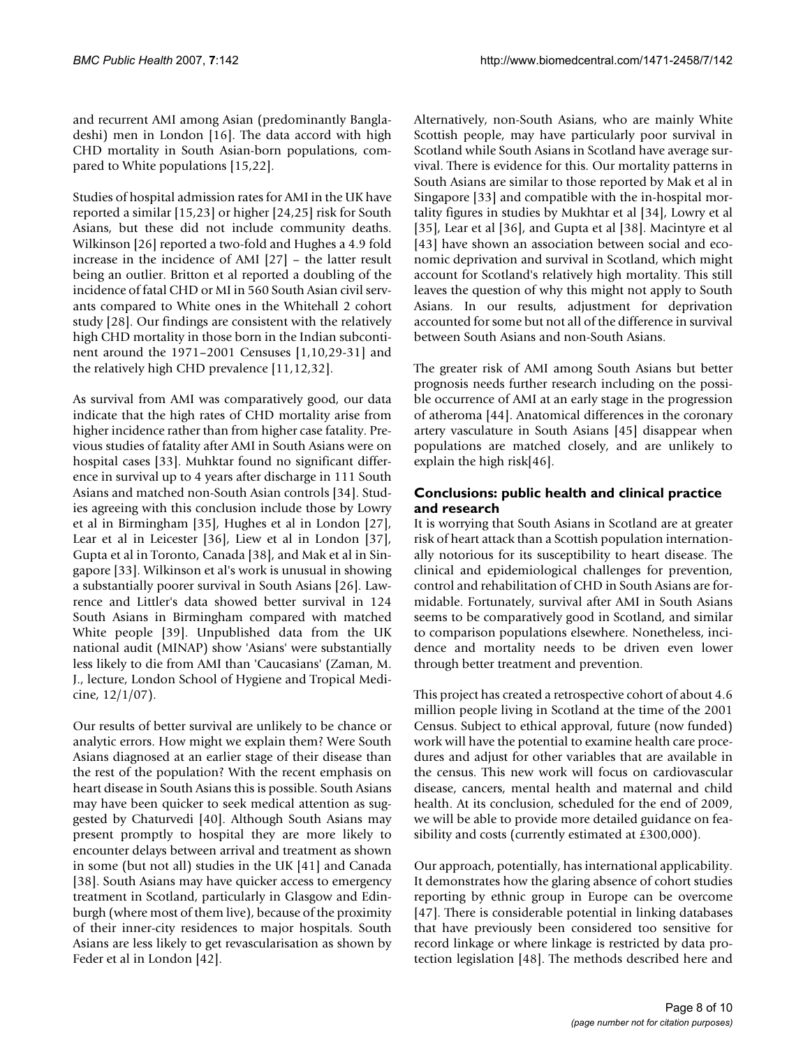and recurrent AMI among Asian (predominantly Bangladeshi) men in London [16]. The data accord with high CHD mortality in South Asian-born populations, compared to White populations [15,22].

Studies of hospital admission rates for AMI in the UK have reported a similar [15,23] or higher [24,25] risk for South Asians, but these did not include community deaths. Wilkinson [26] reported a two-fold and Hughes a 4.9 fold increase in the incidence of AMI [27] – the latter result being an outlier. Britton et al reported a doubling of the incidence of fatal CHD or MI in 560 South Asian civil servants compared to White ones in the Whitehall 2 cohort study [28]. Our findings are consistent with the relatively high CHD mortality in those born in the Indian subcontinent around the 1971–2001 Censuses [1,10,29-31] and the relatively high CHD prevalence [11,12,32].

As survival from AMI was comparatively good, our data indicate that the high rates of CHD mortality arise from higher incidence rather than from higher case fatality. Previous studies of fatality after AMI in South Asians were on hospital cases [33]. Muhktar found no significant difference in survival up to 4 years after discharge in 111 South Asians and matched non-South Asian controls [34]. Studies agreeing with this conclusion include those by Lowry et al in Birmingham [35], Hughes et al in London [27], Lear et al in Leicester [36], Liew et al in London [37], Gupta et al in Toronto, Canada [38], and Mak et al in Singapore [33]. Wilkinson et al's work is unusual in showing a substantially poorer survival in South Asians [26]. Lawrence and Littler's data showed better survival in 124 South Asians in Birmingham compared with matched White people [39]. Unpublished data from the UK national audit (MINAP) show 'Asians' were substantially less likely to die from AMI than 'Caucasians' (Zaman, M. J., lecture, London School of Hygiene and Tropical Medicine, 12/1/07).

Our results of better survival are unlikely to be chance or analytic errors. How might we explain them? Were South Asians diagnosed at an earlier stage of their disease than the rest of the population? With the recent emphasis on heart disease in South Asians this is possible. South Asians may have been quicker to seek medical attention as suggested by Chaturvedi [40]. Although South Asians may present promptly to hospital they are more likely to encounter delays between arrival and treatment as shown in some (but not all) studies in the UK [41] and Canada [38]. South Asians may have quicker access to emergency treatment in Scotland, particularly in Glasgow and Edinburgh (where most of them live), because of the proximity of their inner-city residences to major hospitals. South Asians are less likely to get revascularisation as shown by Feder et al in London [42].

Alternatively, non-South Asians, who are mainly White Scottish people, may have particularly poor survival in Scotland while South Asians in Scotland have average survival. There is evidence for this. Our mortality patterns in South Asians are similar to those reported by Mak et al in Singapore [33] and compatible with the in-hospital mortality figures in studies by Mukhtar et al [34], Lowry et al [35], Lear et al [36], and Gupta et al [38]. Macintyre et al [43] have shown an association between social and economic deprivation and survival in Scotland, which might account for Scotland's relatively high mortality. This still leaves the question of why this might not apply to South Asians. In our results, adjustment for deprivation accounted for some but not all of the difference in survival between South Asians and non-South Asians.

The greater risk of AMI among South Asians but better prognosis needs further research including on the possible occurrence of AMI at an early stage in the progression of atheroma [44]. Anatomical differences in the coronary artery vasculature in South Asians [45] disappear when populations are matched closely, and are unlikely to explain the high risk[46].

## Conclusions: public health and clinical practice and research

It is worrying that South Asians in Scotland are at greater risk of heart attack than a Scottish population internationally notorious for its susceptibility to heart disease. The clinical and epidemiological challenges for prevention, control and rehabilitation of CHD in South Asians are formidable. Fortunately, survival after AMI in South Asians seems to be comparatively good in Scotland, and similar to comparison populations elsewhere. Nonetheless, incidence and mortality needs to be driven even lower through better treatment and prevention.

This project has created a retrospective cohort of about 4.6 million people living in Scotland at the time of the 2001 Census. Subject to ethical approval, future (now funded) work will have the potential to examine health care procedures and adjust for other variables that are available in the census. This new work will focus on cardiovascular disease, cancers, mental health and maternal and child health. At its conclusion, scheduled for the end of 2009, we will be able to provide more detailed guidance on feasibility and costs (currently estimated at £300,000).

Our approach, potentially, has international applicability. It demonstrates how the glaring absence of cohort studies reporting by ethnic group in Europe can be overcome [47]. There is considerable potential in linking databases that have previously been considered too sensitive for record linkage or where linkage is restricted by data protection legislation [48]. The methods described here and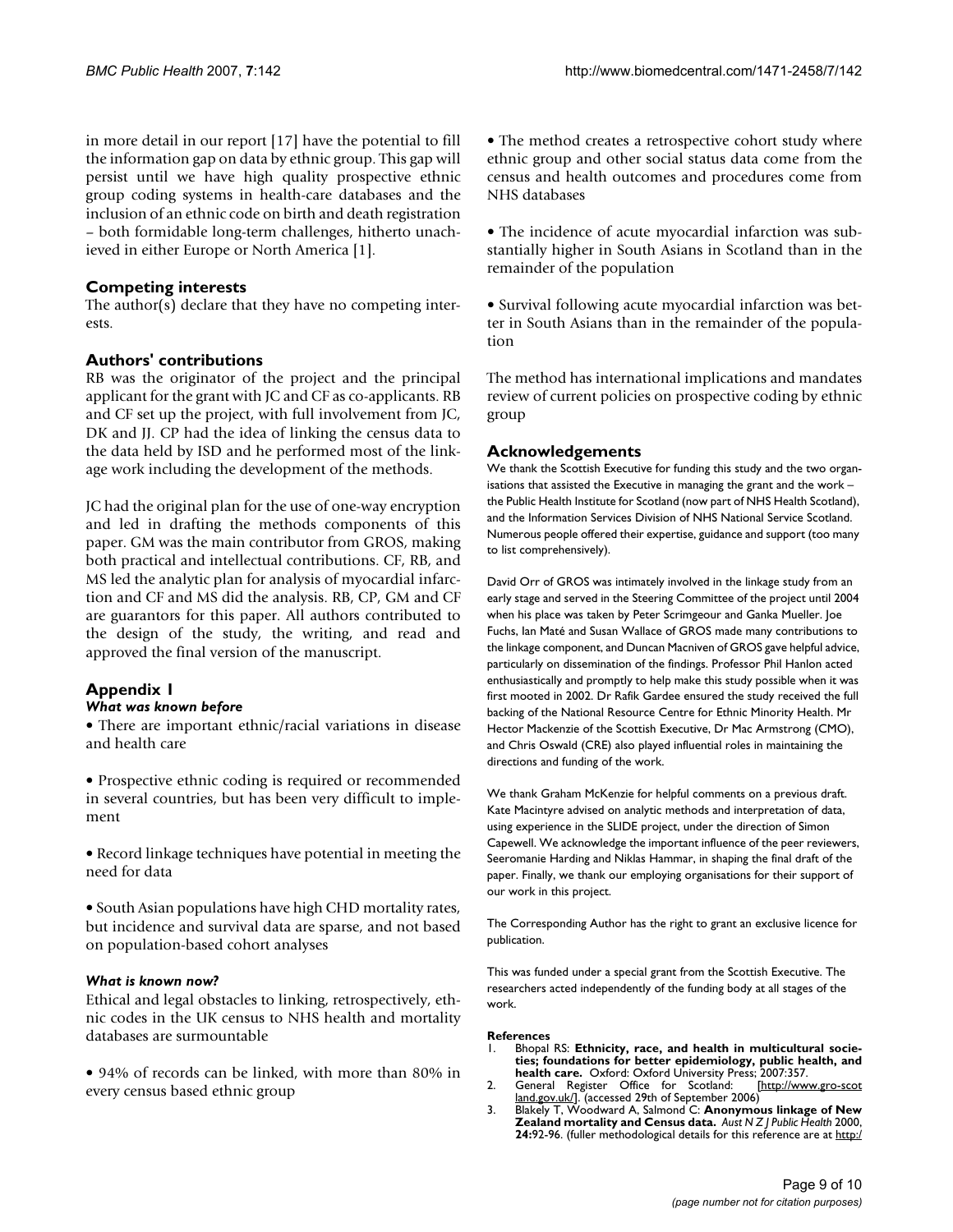in more detail in our report [17] have the potential to fill the information gap on data by ethnic group. This gap will persist until we have high quality prospective ethnic group coding systems in health-care databases and the inclusion of an ethnic code on birth and death registration – both formidable long-term challenges, hitherto unachieved in either Europe or North America [1].

## Competing interests

The author(s) declare that they have no competing interests.

## Authors' contributions

RB was the originator of the project and the principal applicant for the grant with JC and CF as co-applicants. RB and CF set up the project, with full involvement from JC, DK and JJ. CP had the idea of linking the census data to the data held by ISD and he performed most of the linkage work including the development of the methods.

JC had the original plan for the use of one-way encryption and led in drafting the methods components of this paper. GM was the main contributor from GROS, making both practical and intellectual contributions. CF, RB, and MS led the analytic plan for analysis of myocardial infarction and CF and MS did the analysis. RB, CP, GM and CF are guarantors for this paper. All authors contributed to the design of the study, the writing, and read and approved the final version of the manuscript.

## Appendix 1

### *What was known before*

• There are important ethnic/racial variations in disease and health care

• Prospective ethnic coding is required or recommended in several countries, but has been very difficult to implement

• Record linkage techniques have potential in meeting the need for data

• South Asian populations have high CHD mortality rates, but incidence and survival data are sparse, and not based on population-based cohort analyses

### *What is known now?*

Ethical and legal obstacles to linking, retrospectively, ethnic codes in the UK census to NHS health and mortality databases are surmountable

• 94% of records can be linked, with more than 80% in every census based ethnic group

• The method creates a retrospective cohort study where ethnic group and other social status data come from the census and health outcomes and procedures come from NHS databases

• The incidence of acute myocardial infarction was substantially higher in South Asians in Scotland than in the remainder of the population

• Survival following acute myocardial infarction was better in South Asians than in the remainder of the population

The method has international implications and mandates review of current policies on prospective coding by ethnic group

## Acknowledgements

We thank the Scottish Executive for funding this study and the two organisations that assisted the Executive in managing the grant and the work – the Public Health Institute for Scotland (now part of NHS Health Scotland), and the Information Services Division of NHS National Service Scotland. Numerous people offered their expertise, guidance and support (too many to list comprehensively).

David Orr of GROS was intimately involved in the linkage study from an early stage and served in the Steering Committee of the project until 2004 when his place was taken by Peter Scrimgeour and Ganka Mueller. Joe Fuchs, Ian Maté and Susan Wallace of GROS made many contributions to the linkage component, and Duncan Macniven of GROS gave helpful advice, particularly on dissemination of the findings. Professor Phil Hanlon acted enthusiastically and promptly to help make this study possible when it was first mooted in 2002. Dr Rafik Gardee ensured the study received the full backing of the National Resource Centre for Ethnic Minority Health. Mr Hector Mackenzie of the Scottish Executive, Dr Mac Armstrong (CMO), and Chris Oswald (CRE) also played influential roles in maintaining the directions and funding of the work.

We thank Graham McKenzie for helpful comments on a previous draft. Kate Macintyre advised on analytic methods and interpretation of data, using experience in the SLIDE project, under the direction of Simon Capewell. We acknowledge the important influence of the peer reviewers, Seeromanie Harding and Niklas Hammar, in shaping the final draft of the paper. Finally, we thank our employing organisations for their support of our work in this project.

The Corresponding Author has the right to grant an exclusive licence for publication.

This was funded under a special grant from the Scottish Executive. The researchers acted independently of the funding body at all stages of the work.

## References

1. Bhopal RS: **Ethnicity, race, and health in multicultural societies; foundations for better epidemiology, public health, and health care.** Oxford: Oxford University Press; 2007:357.
2. General Register Office for Scotland: [http://www.gro-scotland.gov.uk/]. (accessed 29th of September 2006)
3. Blakely T, Woodward A, Salmond C: **Anonymous linkage of New Zealand mortality and Census data.** *Aust N Z J Public Health* 2000, **24:**92-96. (fuller methodological details for this reference are at http:/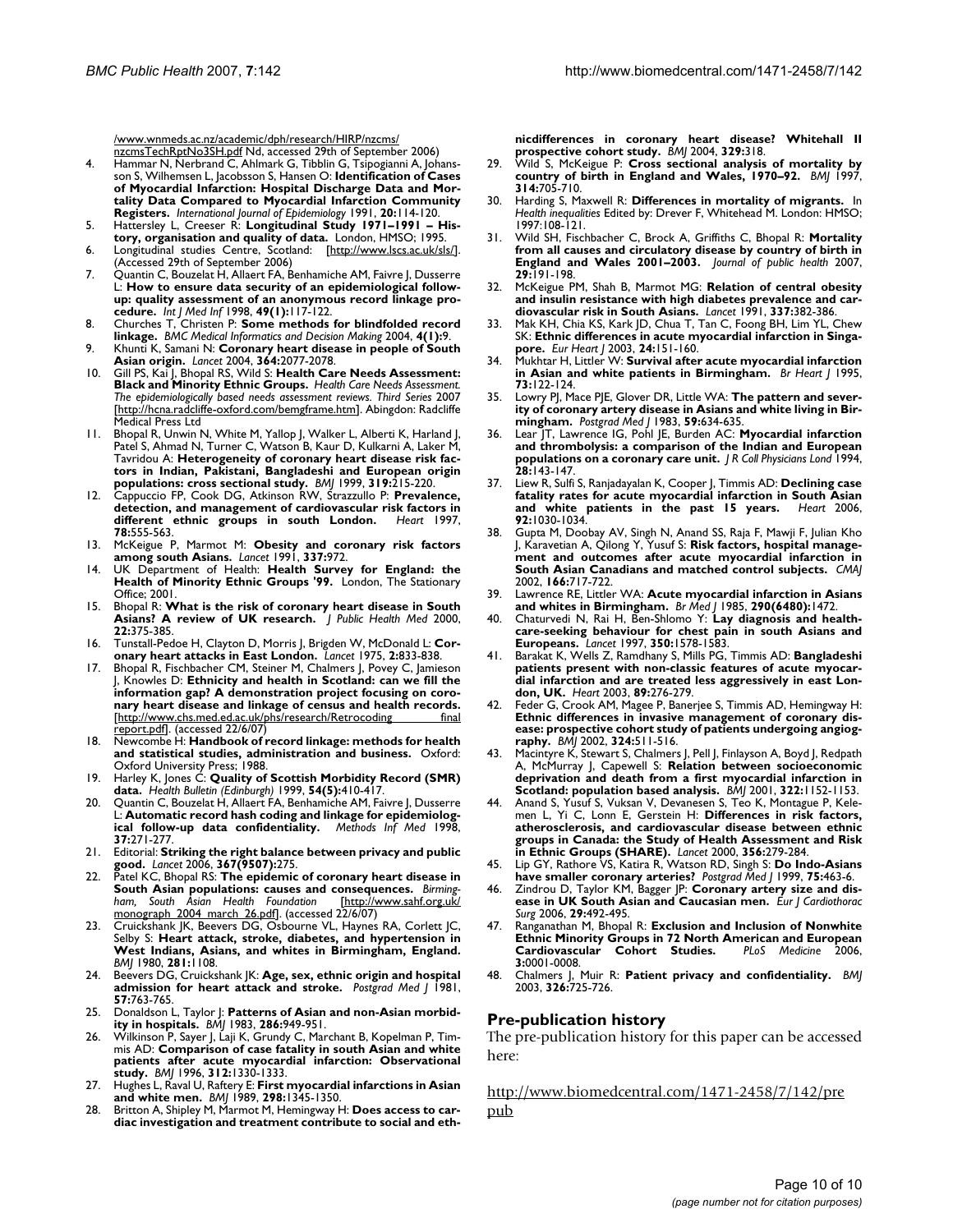/www.wnmeds.ac.nz/academic/dph/research/HIRP/nzcms/nzcmsTechRptNo3SH.pdf Nd, accessed 29th of September 2006)

4. Hammar N, Nerbrand C, Ahlmark G, Tibblin G, Tsipogianni A, Johansson S, Wilhemsen L, Jacobsson S, Hansen O: **Identification of Cases of Myocardial Infarction: Hospital Discharge Data and Mortality Data Compared to Myocardial Infarction Community Registers.** *International Journal of Epidemiology* 1991, **20:**114-120.
5. Hattersley L, Creeser R: **Longitudinal Study 1971–1991 – History, organisation and quality of data.** London, HMSO; 1995.
6. Longitudinal studies Centre, Scotland: [http://www.lscs.ac.uk/sls/]. (Accessed 29th of September 2006)
7. Quantin C, Bouzelat H, Allaert FA, Benhamiche AM, Faivre J, Dusserre L: **How to ensure data security of an epidemiological follow-up: quality assessment of an anonymous record linkage procedure.** *Int J Med Inf* 1998, **49(1):**117-122.
8. Churches T, Christen P: **Some methods for blindfolded record linkage.** *BMC Medical Informatics and Decision Making* 2004, **4(1):**9.
9. Khunti K, Samani N: **Coronary heart disease in people of South Asian origin.** *Lancet* 2004, **364:**2077-2078.
10. Gill PS, Kai J, Bhopal RS, Wild S: **Health Care Needs Assessment: Black and Minority Ethnic Groups.** *Health Care Needs Assessment. The epidemiologically based needs assessment reviews. Third Series* 2007 [http://hcna.radcliffe-oxford.com/bemgframe.htm]. Abingdon: Radcliffe Medical Press Ltd
11. Bhopal R, Unwin N, White M, Yallop J, Walker L, Alberti K, Harland J, Patel S, Ahmad N, Turner C, Watson B, Kaur D, Kulkarni A, Laker M, Tavridou A: **Heterogeneity of coronary heart disease risk factors in Indian, Pakistani, Bangladeshi and European origin populations: cross sectional study.** *BMJ* 1999, **319:**215-220.
12. Cappuccio FP, Cook DG, Atkinson RW, Strazzullo P: **Prevalence, detection, and management of cardiovascular risk factors in different ethnic groups in south London.** *Heart* 1997, **78:**555-563.
13. McKeigue P, Marmot M: **Obesity and coronary risk factors among south Asians.** *Lancet* 1991, **337:**972.
14. UK Department of Health: **Health Survey for England: the Health of Minority Ethnic Groups '99.** London, The Stationary Office; 2001.
15. Bhopal R: **What is the risk of coronary heart disease in South Asians? A review of UK research.** *J Public Health Med* 2000, **22:**375-385.
16. Tunstall-Pedoe H, Clayton D, Morris J, Brigden W, McDonald L: **Coronary heart attacks in East London.** *Lancet* 1975, **2:**833-838.
17. Bhopal R, Fischbacher CM, Steiner M, Chalmers J, Povey C, Jamieson J, Knowles D: **Ethnicity and health in Scotland: can we fill the information gap? A demonstration project focusing on coronary heart disease and linkage of census and health records.** [http://www.chs.med.ed.ac.uk/phs/research/Retrocoding final report.pdf]. (accessed 22/6/07)
18. Newcombe H: **Handbook of record linkage: methods for health and statistical studies, administration and business.** Oxford: Oxford University Press; 1988.
19. Harley K, Jones C: **Quality of Scottish Morbidity Record (SMR) data.** *Health Bulletin (Edinburgh)* 1999, **54(5):**410-417.
20. Quantin C, Bouzelat H, Allaert FA, Benhamiche AM, Faivre J, Dusserre L: **Automatic record hash coding and linkage for epidemiological follow-up data confidentiality.** *Methods Inf Med* 1998, **37:**271-277.
21. Editorial: **Striking the right balance between privacy and public good.** *Lancet* 2006, **367(9507):**275.
22. Patel KC, Bhopal RS: **The epidemic of coronary heart disease in South Asian populations: causes and consequences.** *Birmingham, South Asian Health Foundation* [http://www.sahf.org.uk/monograph_2004_march_26.pdf]. (accessed 22/6/07)
23. Cruickshank JK, Beevers DG, Osbourne VL, Haynes RA, Corlett JC, Selby S: **Heart attack, stroke, diabetes, and hypertension in West Indians, Asians, and whites in Birmingham, England.** *BMJ* 1980, **281:**1108.
24. Beevers DG, Cruickshank JK: **Age, sex, ethnic origin and hospital admission for heart attack and stroke.** *Postgrad Med J* 1981, **57:**763-765.
25. Donaldson L, Taylor J: **Patterns of Asian and non-Asian morbidity in hospitals.** *BMJ* 1983, **286:**949-951.
26. Wilkinson P, Sayer J, Laji K, Grundy C, Marchant B, Kopelman P, Timmis AD: **Comparison of case fatality in south Asian and white patients after acute myocardial infarction: Observational study.** *BMJ* 1996, **312:**1330-1333.
27. Hughes L, Raval U, Raftery E: **First myocardial infarctions in Asian and white men.** *BMJ* 1989, **298:**1345-1350.
28. Britton A, Shipley M, Marmot M, Hemingway H: **Does access to cardiac investigation and treatment contribute to social and ethnic differences in coronary heart disease? Whitehall II prospective cohort study.** *BMJ* 2004, **329:**318.
29. Wild S, McKeigue P: **Cross sectional analysis of mortality by country of birth in England and Wales, 1970–92.** *BMJ* 1997, **314:**705-710.
30. Harding S, Maxwell R: **Differences in mortality of migrants.** In *Health inequalities* Edited by: Drever F, Whitehead M. London: HMSO; 1997:108-121.
31. Wild SH, Fischbacher C, Brock A, Griffiths C, Bhopal R: **Mortality from all causes and circulatory disease by country of birth in England and Wales 2001–2003.** *Journal of public health* 2007, **29:**191-198.
32. McKeigue PM, Shah B, Marmot MG: **Relation of central obesity and insulin resistance with high diabetes prevalence and cardiovascular risk in South Asians.** *Lancet* 1991, **337:**382-386.
33. Mak KH, Chia KS, Kark JD, Chua T, Tan C, Foong BH, Lim YL, Chew SK: **Ethnic differences in acute myocardial infarction in Singapore.** *Eur Heart J* 2003, **24:**151-160.
34. Mukhtar H, Littler W: **Survival after acute myocardial infarction in Asian and white patients in Birmingham.** *Br Heart J* 1995, **73:**122-124.
35. Lowry PJ, Mace PJE, Glover DR, Little WA: **The pattern and severity of coronary artery disease in Asians and white living in Birmingham.** *Postgrad Med J* 1983, **59:**634-635.
36. Lear JT, Lawrence IG, Pohl JE, Burden AC: **Myocardial infarction and thrombolysis: a comparison of the Indian and European populations on a coronary care unit.** *J R Coll Physicians Lond* 1994, **28:**143-147.
37. Liew R, Sulfi S, Ranjadayalan K, Cooper J, Timmis AD: **Declining case fatality rates for acute myocardial infarction in South Asian and white patients in the past 15 years.** *Heart* 2006, **92:**1030-1034.
38. Gupta M, Doobay AV, Singh N, Anand SS, Raja F, Mawji F, Julian Kho J, Karavetian A, Qilong Y, Yusuf S: **Risk factors, hospital management and outcomes after acute myocardial infarction in South Asian Canadians and matched control subjects.** *CMAJ* 2002, **166:**717-722.
39. Lawrence RE, Littler WA: **Acute myocardial infarction in Asians and whites in Birmingham.** *Br Med J* 1985, **290(6480):**1472.
40. Chaturvedi N, Rai H, Ben-Shlomo Y: **Lay diagnosis and health-care-seeking behaviour for chest pain in south Asians and Europeans.** *Lancet* 1997, **350:**1578-1583.
41. Barakat K, Wells Z, Ramdhany S, Mills PG, Timmis AD: **Bangladeshi patients present with non-classic features of acute myocardial infarction and are treated less aggressively in east London, UK.** *Heart* 2003, **89:**276-279.
42. Feder G, Crook AM, Magee P, Banerjee S, Timmis AD, Hemingway H: **Ethnic differences in invasive management of coronary disease: prospective cohort study of patients undergoing angiography.** *BMJ* 2002, **324:**511-516.
43. Macintyre K, Stewart S, Chalmers J, Pell J, Finlayson A, Boyd J, Redpath A, McMurray J, Capewell S: **Relation between socioeconomic deprivation and death from a first myocardial infarction in Scotland: population based analysis.** *BMJ* 2001, **322:**1152-1153.
44. Anand S, Yusuf S, Vuksan V, Devanesen S, Teo K, Montague P, Kelemen L, Yi C, Lonn E, Gerstein H: **Differences in risk factors, atherosclerosis, and cardiovascular disease between ethnic groups in Canada: the Study of Health Assessment and Risk in Ethnic Groups (SHARE).** *Lancet* 2000, **356:**279-284.
45. Lip GY, Rathore VS, Katira R, Watson RD, Singh S: **Do Indo-Asians have smaller coronary arteries?** *Postgrad Med J* 1999, **75:**463-6.
46. Zindrou D, Taylor KM, Bagger JP: **Coronary artery size and disease in UK South Asian and Caucasian men.** *Eur J Cardiothorac Surg* 2006, **29:**492-495.
47. Ranganathan M, Bhopal R: **Exclusion and Inclusion of Nonwhite Ethnic Minority Groups in 72 North American and European Cardiovascular Cohort Studies.** *PLoS Medicine* 2006, **3:**0001-0008.
48. Chalmers J, Muir R: **Patient privacy and confidentiality.** *BMJ* 2003, **326:**725-726.

## Pre-publication history

The pre-publication history for this paper can be accessed here:

http://www.biomedcentral.com/1471-2458/7/142/prepub